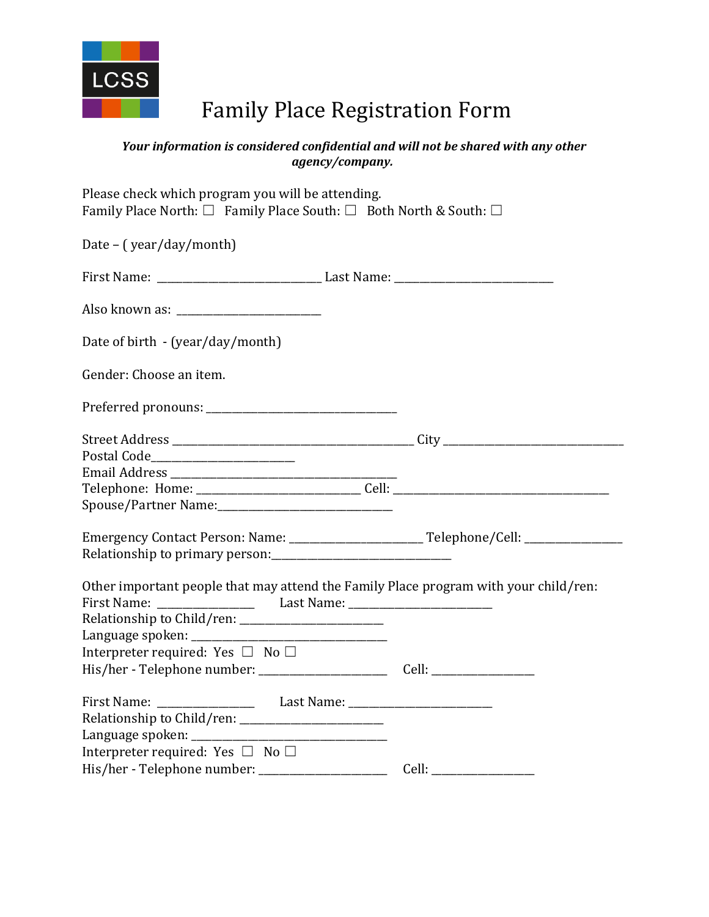LCSS

# Family Place Registration Form

***Your information is considered confidential and will not be shared with any other agency/company.***

Please check which program you will be attending.
Family Place North: ☐ Family Place South: ☐ Both North & South: ☐

Date – ( year/day/month)

First Name: ______________________________ Last Name: _____________________________

Also known as: __________________________

Date of birth - (year/day/month)

Gender: Choose an item.

Preferred pronouns: ___________________________________

Street Address ____________________________________________ City _________________________________
Postal Code___________________________
Email Address _________________________________________
Telephone: Home: ______________________________ Cell: _______________________________________
Spouse/Partner Name:________________________________

Emergency Contact Person: Name: ________________________ Telephone/Cell: __________________
Relationship to primary person:_________________________________

Other important people that may attend the Family Place program with your child/ren:
First Name: _________________ Last Name: __________________________
Relationship to Child/ren: __________________________
Language spoken: ___________________________________
Interpreter required: Yes ☐ No ☐
His/her - Telephone number: _______________________ Cell: __________________

First Name: _________________ Last Name: __________________________
Relationship to Child/ren: __________________________
Language spoken: ___________________________________
Interpreter required: Yes ☐ No ☐
His/her - Telephone number: _______________________ Cell: __________________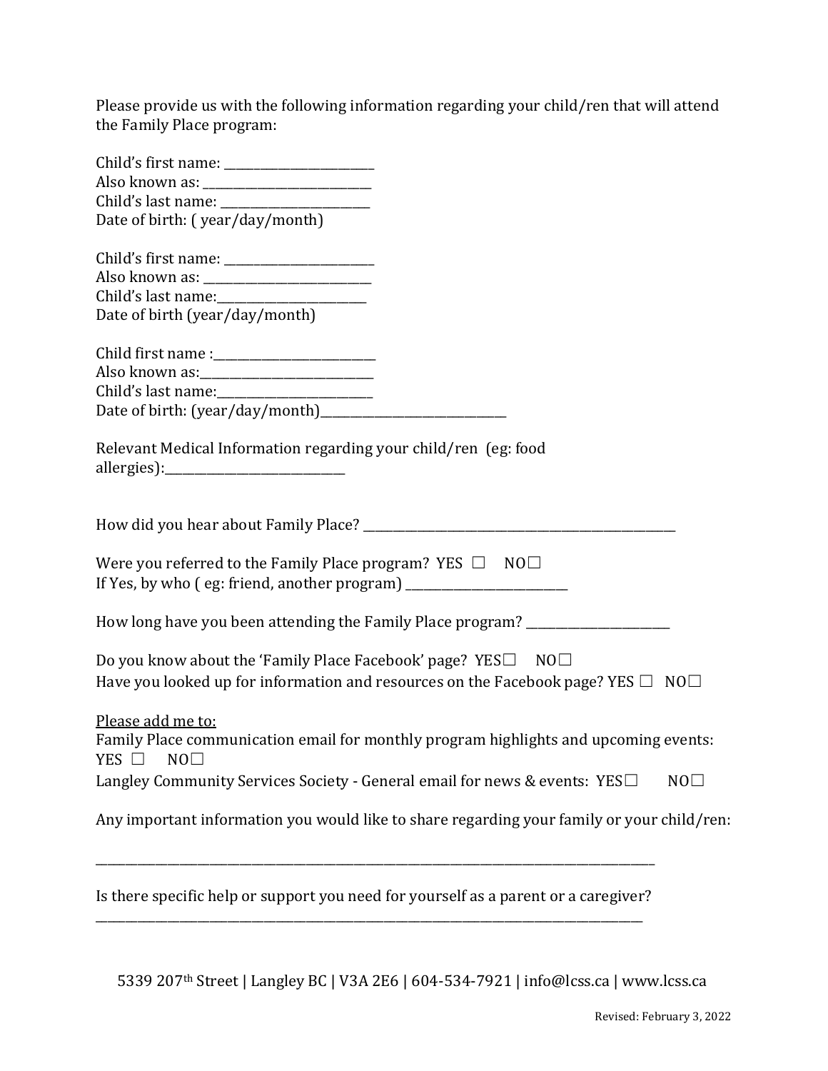Please provide us with the following information regarding your child/ren that will attend the Family Place program:

Child's first name: ________________________
Also known as: ___________________________
Child's last name: ________________________
Date of birth: ( year/day/month)

Child's first name: ________________________
Also known as: ___________________________
Child's last name:________________________
Date of birth (year/day/month)

Child first name :__________________________
Also known as:____________________________
Child's last name:_________________________
Date of birth: (year/day/month)_____________________________

Relevant Medical Information regarding your child/ren (eg: food allergies):_____________________________

How did you hear about Family Place? ___________________________________________________

Were you referred to the Family Place program? YES ☐ NO☐
If Yes, by who ( eg: friend, another program) _________________________

How long have you been attending the Family Place program? _______________________

Do you know about the 'Family Place Facebook' page? YES☐ NO☐
Have you looked up for information and resources on the Facebook page? YES ☐ NO☐

<u>Please add me to:</u>
Family Place communication email for monthly program highlights and upcoming events: YES ☐ NO☐
Langley Community Services Society - General email for news & events: YES☐ NO☐

Any important information you would like to share regarding your family or your child/ren:

___________________________________________________________________________________________

Is there specific help or support you need for yourself as a parent or a caregiver?
___________________________________________________________________________________________

5339 207th Street | Langley BC | V3A 2E6 | 604-534-7921 | info@lcss.ca | www.lcss.ca

Revised: February 3, 2022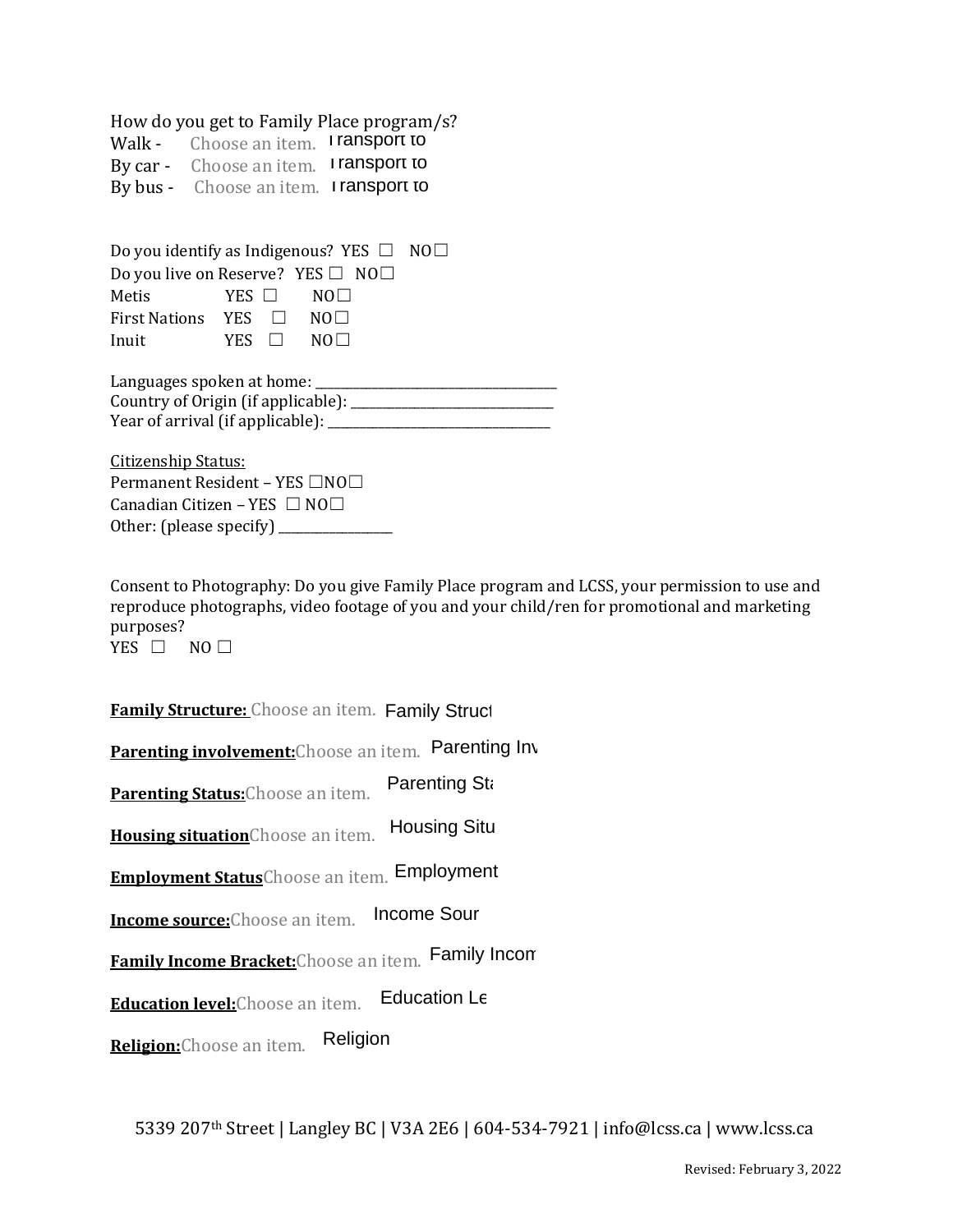How do you get to Family Place program/s?

Walk - Choose an item. Transport to

By car - Choose an item. Transport to

By bus - Choose an item. Transport to

Do you identify as Indigenous? YES ☐ NO☐

Do you live on Reserve? YES ☐ NO☐

Metis YES ☐ NO☐

First Nations YES ☐ NO☐

Inuit YES ☐ NO☐

Languages spoken at home: ______________________________

Country of Origin (if applicable): __________________________

Year of arrival (if applicable): ____________________________

Citizenship Status:

Permanent Resident – YES ☐NO☐

Canadian Citizen – YES ☐ NO☐

Other: (please specify) _______________

Consent to Photography: Do you give Family Place program and LCSS, your permission to use and reproduce photographs, video footage of you and your child/ren for promotional and marketing purposes?

YES ☐ NO ☐

**Family Structure:** Choose an item. Family Struct

**Parenting involvement:** Choose an item. Parenting Inv

**Parenting Status:** Choose an item. Parenting Sta

**Housing situation** Choose an item. Housing Situ

**Employment Status** Choose an item. Employment

**Income source:** Choose an item. Income Sour

**Family Income Bracket:** Choose an item. Family Incom

**Education level:** Choose an item. Education Le

**Religion:** Choose an item. Religion

5339 207th Street | Langley BC | V3A 2E6 | 604-534-7921 | info@lcss.ca | www.lcss.ca

Revised: February 3, 2022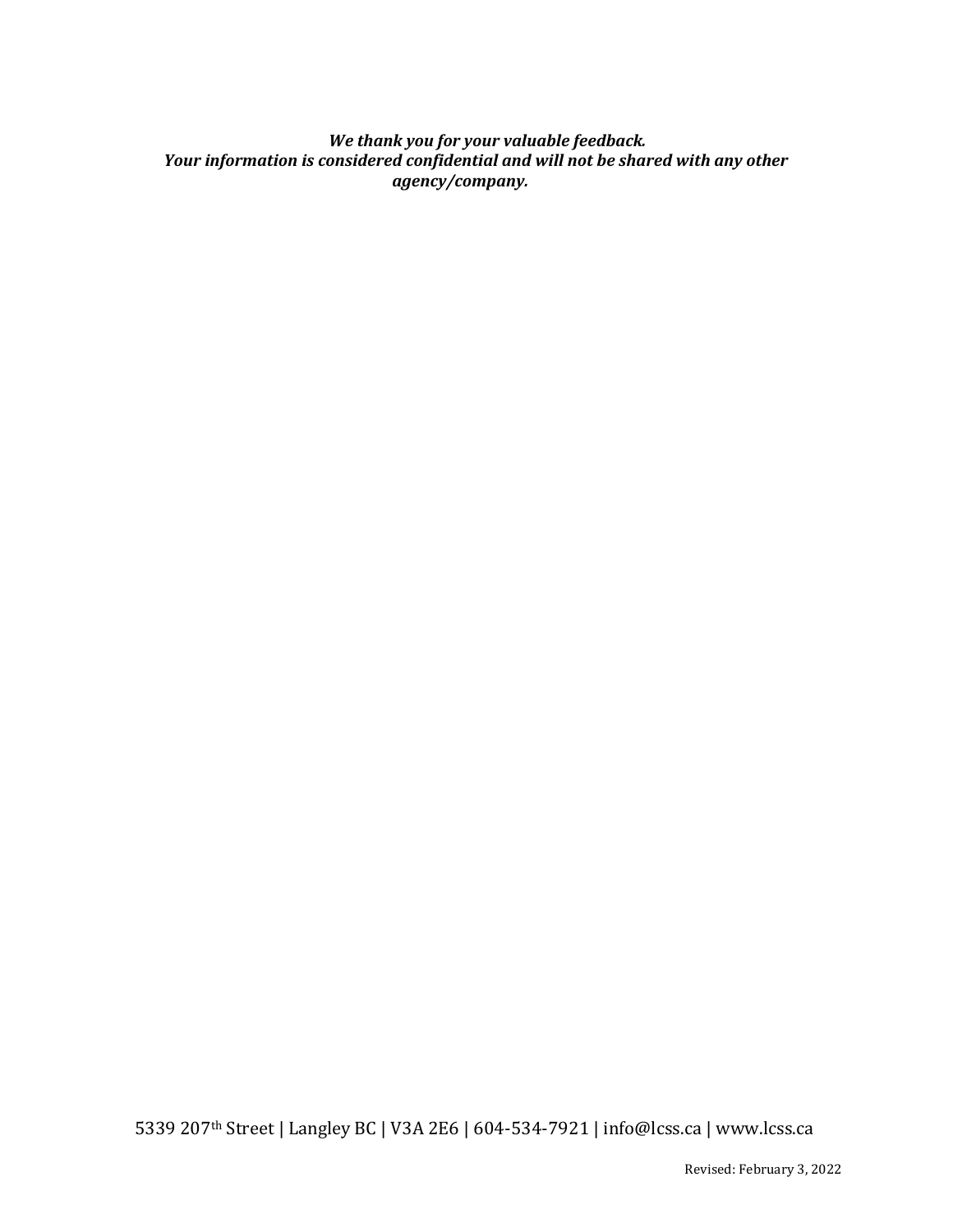***We thank you for your valuable feedback.***
***Your information is considered confidential and will not be shared with any other agency/company.***

5339 207th Street | Langley BC | V3A 2E6 | 604-534-7921 | info@lcss.ca | www.lcss.ca

Revised: February 3, 2022